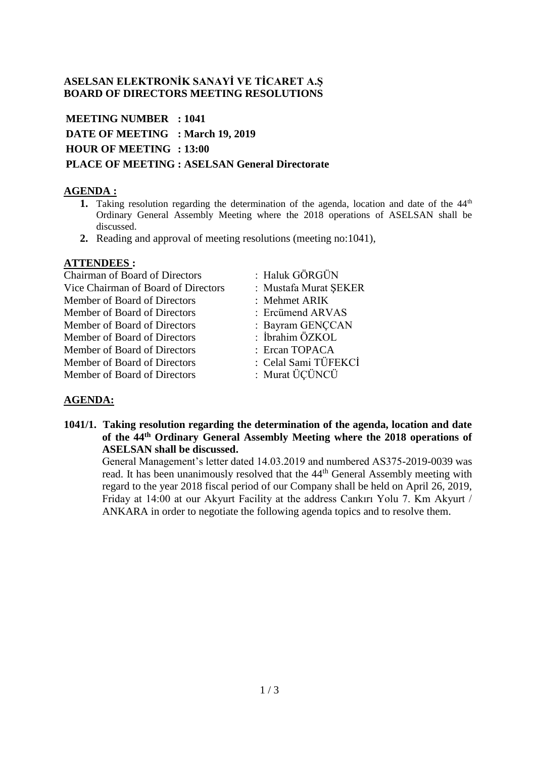**ASELSAN ELEKTRONİK SANAYİ VE TİCARET A.Ş**
**BOARD OF DIRECTORS MEETING RESOLUTIONS**

**MEETING NUMBER : 1041**
**DATE OF MEETING : March 19, 2019**
**HOUR OF MEETING : 13:00**
**PLACE OF MEETING : ASELSAN General Directorate**

## AGENDA :

1. Taking resolution regarding the determination of the agenda, location and date of the 44th Ordinary General Assembly Meeting where the 2018 operations of ASELSAN shall be discussed.
2. Reading and approval of meeting resolutions (meeting no:1041),

## ATTENDEES :

| | |
|---|---|
| Chairman of Board of Directors | : Haluk GÖRGÜN |
| Vice Chairman of Board of Directors | : Mustafa Murat ŞEKER |
| Member of Board of Directors | : Mehmet ARIK |
| Member of Board of Directors | : Ercümend ARVAS |
| Member of Board of Directors | : Bayram GENÇCAN |
| Member of Board of Directors | : İbrahim ÖZKOL |
| Member of Board of Directors | : Ercan TOPACA |
| Member of Board of Directors | : Celal Sami TÜFEKCİ |
| Member of Board of Directors | : Murat ÜÇÜNCÜ |

## AGENDA:

**1041/1. Taking resolution regarding the determination of the agenda, location and date of the 44th Ordinary General Assembly Meeting where the 2018 operations of ASELSAN shall be discussed.**

General Management's letter dated 14.03.2019 and numbered AS375-2019-0039 was read. It has been unanimously resolved that the 44th General Assembly meeting with regard to the year 2018 fiscal period of our Company shall be held on April 26, 2019, Friday at 14:00 at our Akyurt Facility at the address Cankırı Yolu 7. Km Akyurt / ANKARA in order to negotiate the following agenda topics and to resolve them.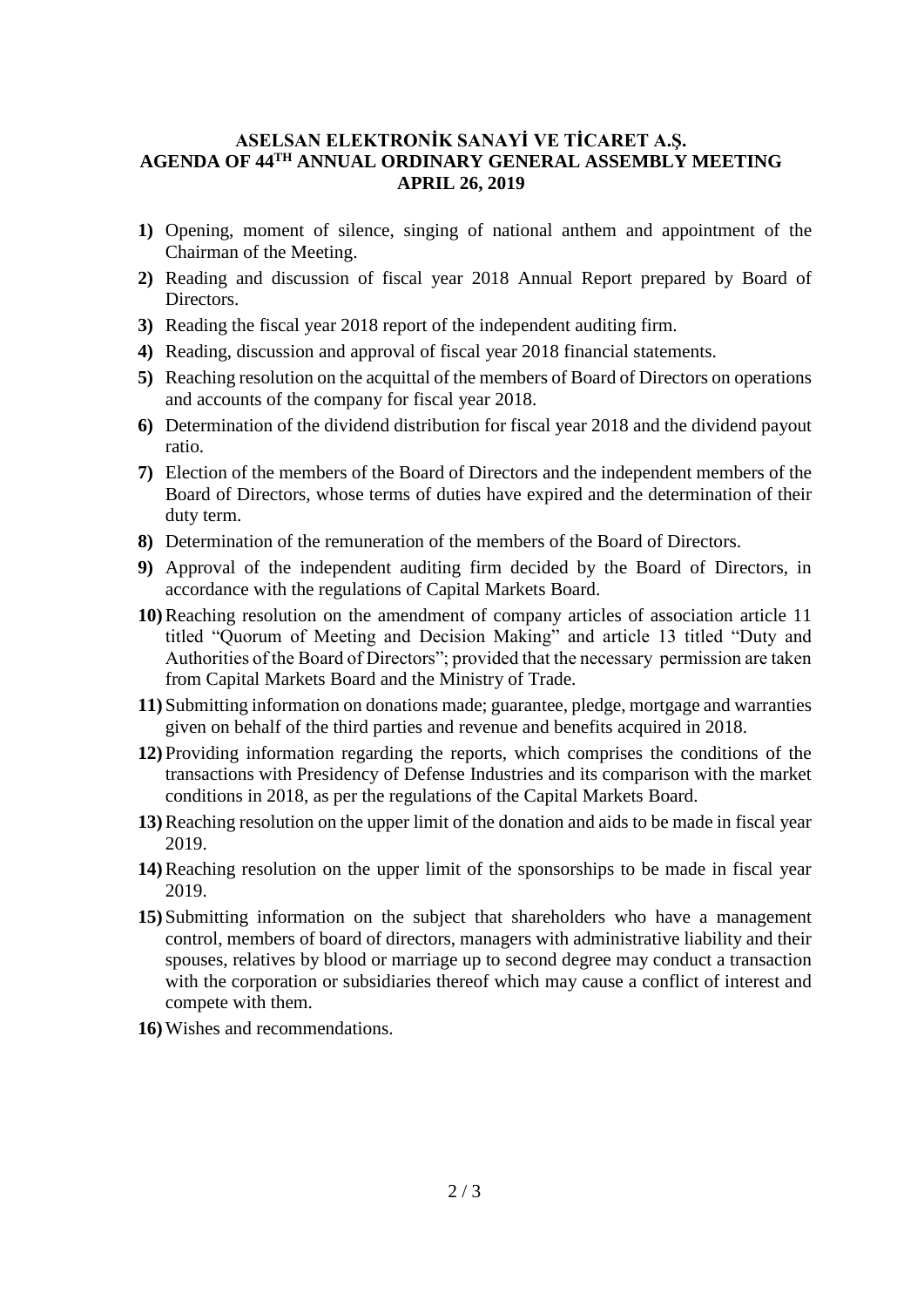# ASELSAN ELEKTRONİK SANAYİ VE TİCARET A.Ş.
# AGENDA OF 44TH ANNUAL ORDINARY GENERAL ASSEMBLY MEETING
# APRIL 26, 2019

1) Opening, moment of silence, singing of national anthem and appointment of the Chairman of the Meeting.
2) Reading and discussion of fiscal year 2018 Annual Report prepared by Board of Directors.
3) Reading the fiscal year 2018 report of the independent auditing firm.
4) Reading, discussion and approval of fiscal year 2018 financial statements.
5) Reaching resolution on the acquittal of the members of Board of Directors on operations and accounts of the company for fiscal year 2018.
6) Determination of the dividend distribution for fiscal year 2018 and the dividend payout ratio.
7) Election of the members of the Board of Directors and the independent members of the Board of Directors, whose terms of duties have expired and the determination of their duty term.
8) Determination of the remuneration of the members of the Board of Directors.
9) Approval of the independent auditing firm decided by the Board of Directors, in accordance with the regulations of Capital Markets Board.
10) Reaching resolution on the amendment of company articles of association article 11 titled "Quorum of Meeting and Decision Making" and article 13 titled "Duty and Authorities of the Board of Directors"; provided that the necessary permission are taken from Capital Markets Board and the Ministry of Trade.
11) Submitting information on donations made; guarantee, pledge, mortgage and warranties given on behalf of the third parties and revenue and benefits acquired in 2018.
12) Providing information regarding the reports, which comprises the conditions of the transactions with Presidency of Defense Industries and its comparison with the market conditions in 2018, as per the regulations of the Capital Markets Board.
13) Reaching resolution on the upper limit of the donation and aids to be made in fiscal year 2019.
14) Reaching resolution on the upper limit of the sponsorships to be made in fiscal year 2019.
15) Submitting information on the subject that shareholders who have a management control, members of board of directors, managers with administrative liability and their spouses, relatives by blood or marriage up to second degree may conduct a transaction with the corporation or subsidiaries thereof which may cause a conflict of interest and compete with them.
16) Wishes and recommendations.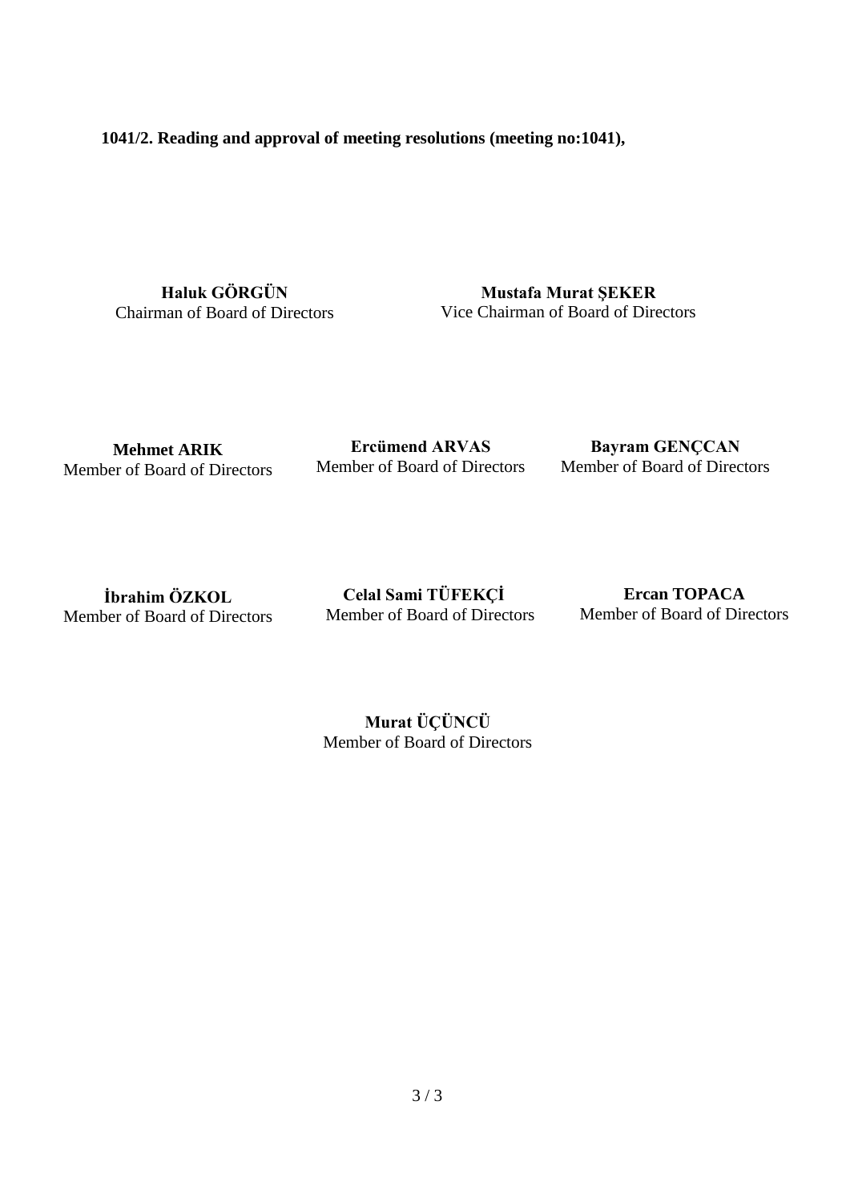**1041/2. Reading and approval of meeting resolutions (meeting no:1041),**

**Haluk GÖRGÜN**
Chairman of Board of Directors

**Mustafa Murat ŞEKER**
Vice Chairman of Board of Directors

**Mehmet ARIK**
Member of Board of Directors

**Ercümend ARVAS**
Member of Board of Directors

**Bayram GENÇCAN**
Member of Board of Directors

**İbrahim ÖZKOL**
Member of Board of Directors

**Celal Sami TÜFEKÇİ**
Member of Board of Directors

**Ercan TOPACA**
Member of Board of Directors

**Murat ÜÇÜNCÜ**
Member of Board of Directors